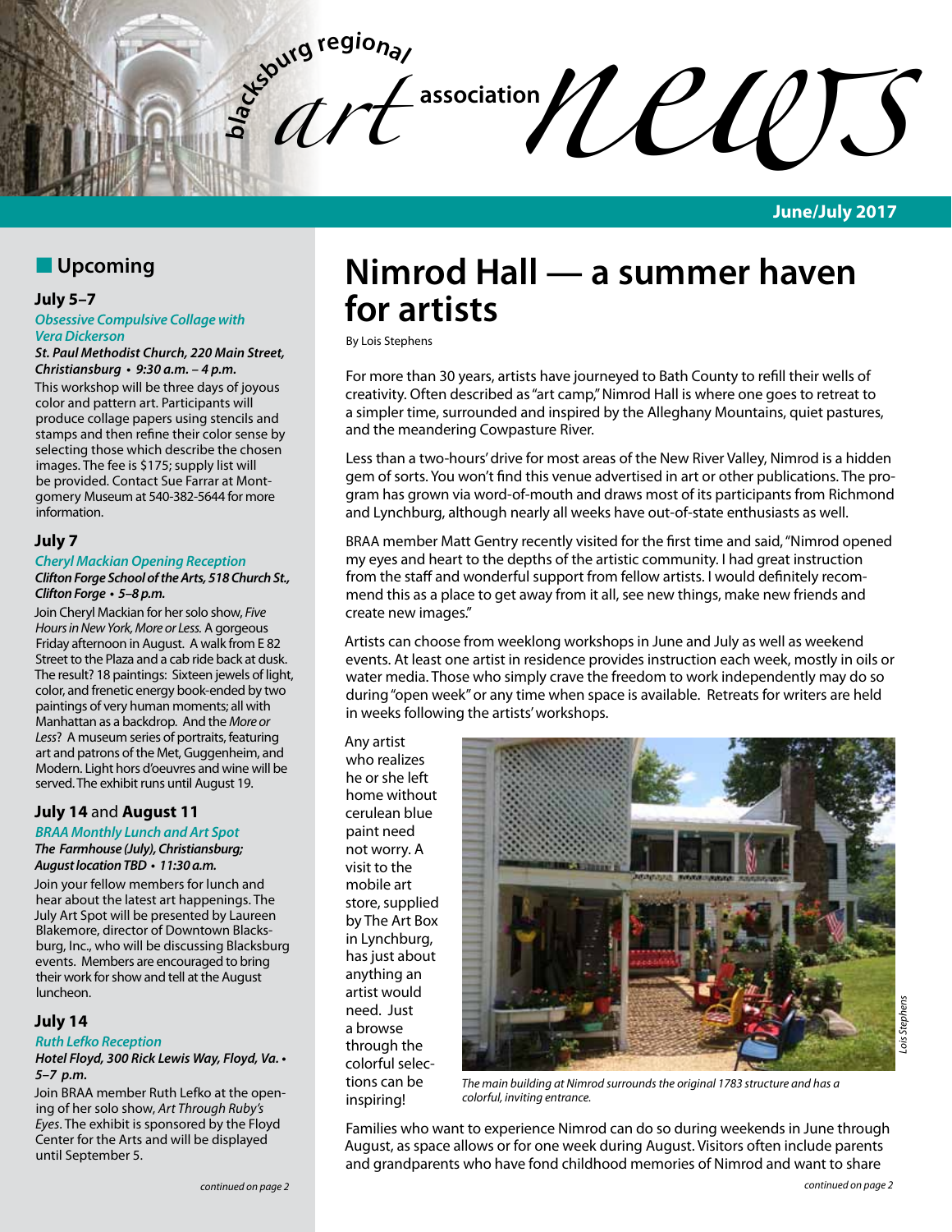# blacksburg regional art association news

**June/July 2017**

## Upcoming

### July 5–7

***Obsessive Compulsive Collage with Vera Dickerson***

***St. Paul Methodist Church, 220 Main Street, Christiansburg • 9:30 a.m. – 4 p.m.***

This workshop will be three days of joyous color and pattern art. Participants will produce collage papers using stencils and stamps and then refine their color sense by selecting those which describe the chosen images. The fee is $175; supply list will be provided. Contact Sue Farrar at Montgomery Museum at 540-382-5644 for more information.

### July 7

***Cheryl Mackian Opening Reception***

***Clifton Forge School of the Arts, 518 Church St., Clifton Forge • 5–8 p.m.***

Join Cheryl Mackian for her solo show, *Five Hours in New York, More or Less.* A gorgeous Friday afternoon in August. A walk from E 82 Street to the Plaza and a cab ride back at dusk. The result? 18 paintings: Sixteen jewels of light, color, and frenetic energy book-ended by two paintings of very human moments; all with Manhattan as a backdrop. And the *More or Less*? A museum series of portraits, featuring art and patrons of the Met, Guggenheim, and Modern. Light hors d'oeuvres and wine will be served. The exhibit runs until August 19.

### July 14 and August 11

***BRAA Monthly Lunch and Art Spot***

***The Farmhouse (July), Christiansburg; August location TBD • 11:30 a.m.***

Join your fellow members for lunch and hear about the latest art happenings. The July Art Spot will be presented by Laureen Blakemore, director of Downtown Blacksburg, Inc., who will be discussing Blacksburg events. Members are encouraged to bring their work for show and tell at the August luncheon.

### July 14

***Ruth Lefko Reception***

***Hotel Floyd, 300 Rick Lewis Way, Floyd, Va. • 5–7 p.m.***

Join BRAA member Ruth Lefko at the opening of her solo show, *Art Through Ruby's Eyes*. The exhibit is sponsored by the Floyd Center for the Arts and will be displayed until September 5.

*continued on page 2*

# Nimrod Hall — a summer haven for artists

By Lois Stephens

For more than 30 years, artists have journeyed to Bath County to refill their wells of creativity. Often described as "art camp," Nimrod Hall is where one goes to retreat to a simpler time, surrounded and inspired by the Alleghany Mountains, quiet pastures, and the meandering Cowpasture River.

Less than a two-hours' drive for most areas of the New River Valley, Nimrod is a hidden gem of sorts. You won't find this venue advertised in art or other publications. The program has grown via word-of-mouth and draws most of its participants from Richmond and Lynchburg, although nearly all weeks have out-of-state enthusiasts as well.

BRAA member Matt Gentry recently visited for the first time and said, "Nimrod opened my eyes and heart to the depths of the artistic community. I had great instruction from the staff and wonderful support from fellow artists. I would definitely recommend this as a place to get away from it all, see new things, make new friends and create new images."

Artists can choose from weeklong workshops in June and July as well as weekend events. At least one artist in residence provides instruction each week, mostly in oils or water media. Those who simply crave the freedom to work independently may do so during "open week" or any time when space is available. Retreats for writers are held in weeks following the artists' workshops.

Any artist who realizes he or she left home without cerulean blue paint need not worry. A visit to the mobile art store, supplied by The Art Box in Lynchburg, has just about anything an artist would need. Just a browse through the colorful selections can be inspiring!

*Lois Stephens*

*The main building at Nimrod surrounds the original 1783 structure and has a colorful, inviting entrance.*

Families who want to experience Nimrod can do so during weekends in June through August, as space allows or for one week during August. Visitors often include parents and grandparents who have fond childhood memories of Nimrod and want to share

*continued on page 2*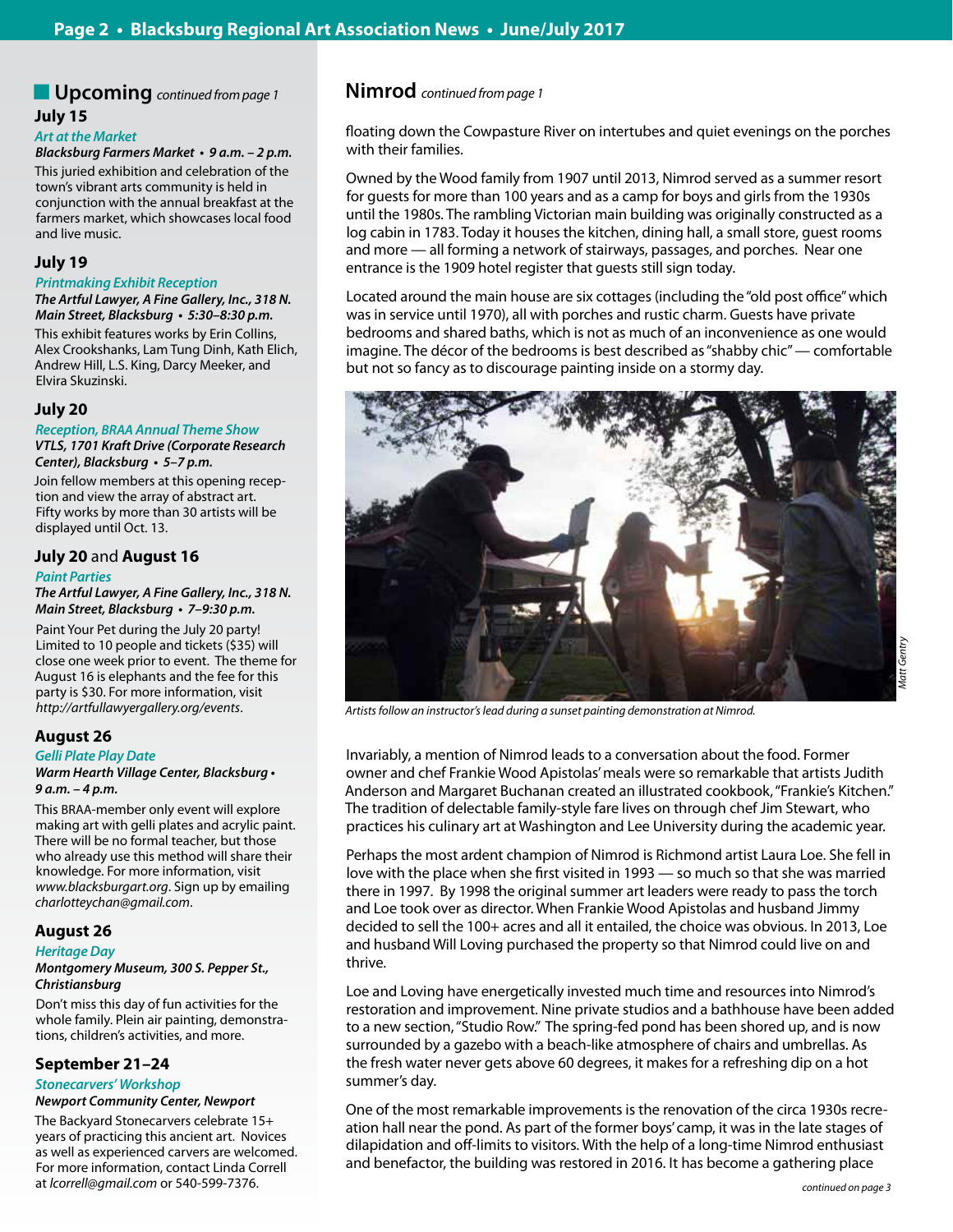## Upcoming *continued from page 1*

### July 15

***Art at the Market***

***Blacksburg Farmers Market • 9 a.m. – 2 p.m.***

This juried exhibition and celebration of the town's vibrant arts community is held in conjunction with the annual breakfast at the farmers market, which showcases local food and live music.

### July 19

***Printmaking Exhibit Reception***

***The Artful Lawyer, A Fine Gallery, Inc., 318 N. Main Street, Blacksburg • 5:30–8:30 p.m.***

This exhibit features works by Erin Collins, Alex Crookshanks, Lam Tung Dinh, Kath Elich, Andrew Hill, L.S. King, Darcy Meeker, and Elvira Skuzinski.

### July 20

***Reception, BRAA Annual Theme Show***

***VTLS, 1701 Kraft Drive (Corporate Research Center), Blacksburg • 5–7 p.m.***

Join fellow members at this opening reception and view the array of abstract art. Fifty works by more than 30 artists will be displayed until Oct. 13.

### July 20 and August 16

***Paint Parties***

***The Artful Lawyer, A Fine Gallery, Inc., 318 N. Main Street, Blacksburg • 7–9:30 p.m.***

Paint Your Pet during the July 20 party! Limited to 10 people and tickets ($35) will close one week prior to event. The theme for August 16 is elephants and the fee for this party is $30. For more information, visit *http://artfullawyergallery.org/events*.

### August 26

***Gelli Plate Play Date***

***Warm Hearth Village Center, Blacksburg • 9 a.m. – 4 p.m.***

This BRAA-member only event will explore making art with gelli plates and acrylic paint. There will be no formal teacher, but those who already use this method will share their knowledge. For more information, visit *www.blacksburgart.org*. Sign up by emailing *charlotteychan@gmail.com*.

### August 26

***Heritage Day***

***Montgomery Museum, 300 S. Pepper St., Christiansburg***

Don't miss this day of fun activities for the whole family. Plein air painting, demonstrations, children's activities, and more.

### September 21–24

***Stonecarvers' Workshop***

***Newport Community Center, Newport***

The Backyard Stonecarvers celebrate 15+ years of practicing this ancient art. Novices as well as experienced carvers are welcomed. For more information, contact Linda Correll at *lcorrell@gmail.com* or 540-599-7376.

## Nimrod *continued from page 1*

floating down the Cowpasture River on intertubes and quiet evenings on the porches with their families.

Owned by the Wood family from 1907 until 2013, Nimrod served as a summer resort for guests for more than 100 years and as a camp for boys and girls from the 1930s until the 1980s. The rambling Victorian main building was originally constructed as a log cabin in 1783. Today it houses the kitchen, dining hall, a small store, guest rooms and more — all forming a network of stairways, passages, and porches. Near one entrance is the 1909 hotel register that guests still sign today.

Located around the main house are six cottages (including the "old post office" which was in service until 1970), all with porches and rustic charm. Guests have private bedrooms and shared baths, which is not as much of an inconvenience as one would imagine. The décor of the bedrooms is best described as "shabby chic" — comfortable but not so fancy as to discourage painting inside on a stormy day.

*Matt Gentry*

*Artists follow an instructor's lead during a sunset painting demonstration at Nimrod.*

Invariably, a mention of Nimrod leads to a conversation about the food. Former owner and chef Frankie Wood Apistolas' meals were so remarkable that artists Judith Anderson and Margaret Buchanan created an illustrated cookbook, "Frankie's Kitchen." The tradition of delectable family-style fare lives on through chef Jim Stewart, who practices his culinary art at Washington and Lee University during the academic year.

Perhaps the most ardent champion of Nimrod is Richmond artist Laura Loe. She fell in love with the place when she first visited in 1993 — so much so that she was married there in 1997. By 1998 the original summer art leaders were ready to pass the torch and Loe took over as director. When Frankie Wood Apistolas and husband Jimmy decided to sell the 100+ acres and all it entailed, the choice was obvious. In 2013, Loe and husband Will Loving purchased the property so that Nimrod could live on and thrive.

Loe and Loving have energetically invested much time and resources into Nimrod's restoration and improvement. Nine private studios and a bathhouse have been added to a new section, "Studio Row." The spring-fed pond has been shored up, and is now surrounded by a gazebo with a beach-like atmosphere of chairs and umbrellas. As the fresh water never gets above 60 degrees, it makes for a refreshing dip on a hot summer's day.

One of the most remarkable improvements is the renovation of the circa 1930s recreation hall near the pond. As part of the former boys' camp, it was in the late stages of dilapidation and off-limits to visitors. With the help of a long-time Nimrod enthusiast and benefactor, the building was restored in 2016. It has become a gathering place

*continued on page 3*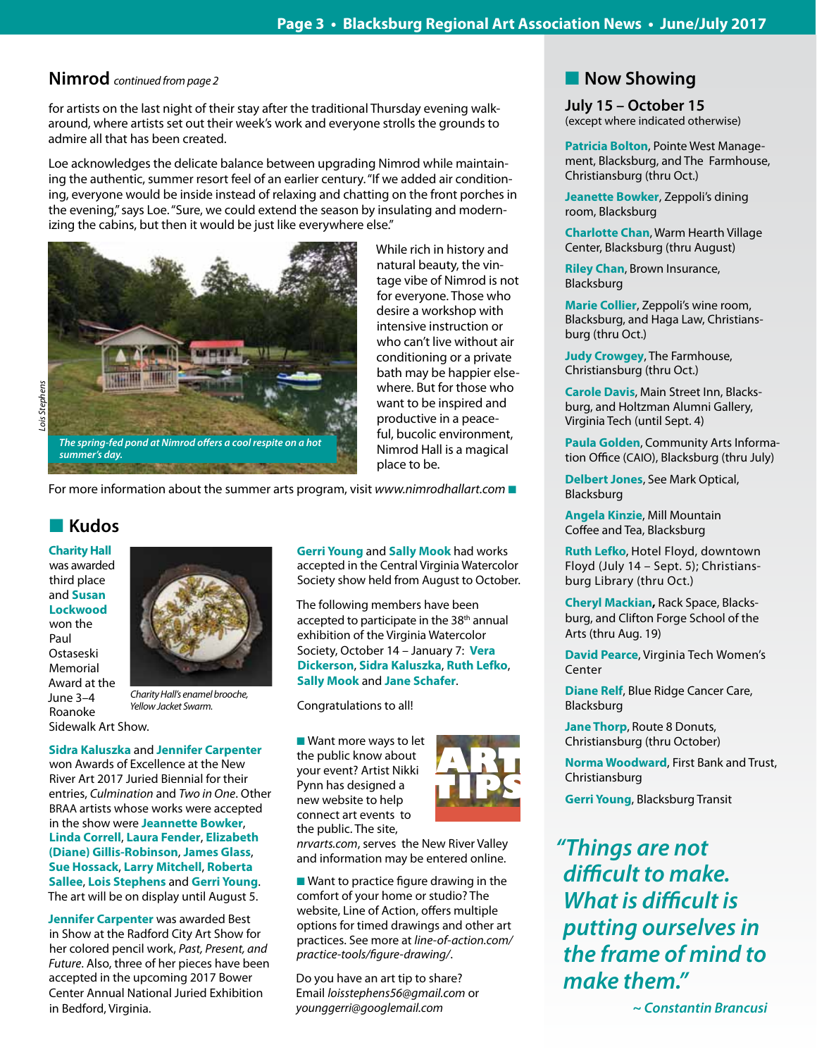## Nimrod *continued from page 2*

for artists on the last night of their stay after the traditional Thursday evening walk-around, where artists set out their week's work and everyone strolls the grounds to admire all that has been created.

Loe acknowledges the delicate balance between upgrading Nimrod while maintaining the authentic, summer resort feel of an earlier century. "If we added air conditioning, everyone would be inside instead of relaxing and chatting on the front porches in the evening," says Loe. "Sure, we could extend the season by insulating and modernizing the cabins, but then it would be just like everywhere else."

*Lois Stephens*

*The spring-fed pond at Nimrod offers a cool respite on a hot summer's day.*

While rich in history and natural beauty, the vintage vibe of Nimrod is not for everyone. Those who desire a workshop with intensive instruction or who can't live without air conditioning or a private bath may be happier elsewhere. But for those who want to be inspired and productive in a peaceful, bucolic environment, Nimrod Hall is a magical place to be.

For more information about the summer arts program, visit *www.nimrodhallart.com* ■

## ■ Kudos

**Charity Hall** was awarded third place and **Susan Lockwood** won the Paul Ostaseski Memorial Award at the June 3–4 Roanoke Sidewalk Art Show.

*Charity Hall's enamel brooche, Yellow Jacket Swarm.*

**Sidra Kaluszka** and **Jennifer Carpenter** won Awards of Excellence at the New River Art 2017 Juried Biennial for their entries, *Culmination* and *Two in One*. Other BRAA artists whose works were accepted in the show were **Jeannette Bowker**, **Linda Correll**, **Laura Fender**, **Elizabeth (Diane) Gillis-Robinson**, **James Glass**, **Sue Hossack**, **Larry Mitchell**, **Roberta Sallee**, **Lois Stephens** and **Gerri Young**. The art will be on display until August 5.

**Jennifer Carpenter** was awarded Best in Show at the Radford City Art Show for her colored pencil work, *Past, Present, and Future*. Also, three of her pieces have been accepted in the upcoming 2017 Bower Center Annual National Juried Exhibition in Bedford, Virginia.

**Gerri Young** and **Sally Mook** had works accepted in the Central Virginia Watercolor Society show held from August to October.

The following members have been accepted to participate in the 38th annual exhibition of the Virginia Watercolor Society, October 14 – January 7: **Vera Dickerson**, **Sidra Kaluszka**, **Ruth Lefko**, **Sally Mook** and **Jane Schafer**.

Congratulations to all!

**ART TIPS**

■ Want more ways to let the public know about your event? Artist Nikki Pynn has designed a new website to help connect art events to the public. The site, *nrvarts.com*, serves the New River Valley and information may be entered online.

■ Want to practice figure drawing in the comfort of your home or studio? The website, Line of Action, offers multiple options for timed drawings and other art practices. See more at *line-of-action.com/practice-tools/figure-drawing/*.

Do you have an art tip to share? Email *loisstephens56@gmail.com* or *younggerri@googlemail.com*

## ■ Now Showing

### July 15 – October 15
(except where indicated otherwise)

**Patricia Bolton**, Pointe West Management, Blacksburg, and The Farmhouse, Christiansburg (thru Oct.)

**Jeanette Bowker**, Zeppoli's dining room, Blacksburg

**Charlotte Chan**, Warm Hearth Village Center, Blacksburg (thru August)

**Riley Chan**, Brown Insurance, Blacksburg

**Marie Collier**, Zeppoli's wine room, Blacksburg, and Haga Law, Christiansburg (thru Oct.)

**Judy Crowgey**, The Farmhouse, Christiansburg (thru Oct.)

**Carole Davis**, Main Street Inn, Blacksburg, and Holtzman Alumni Gallery, Virginia Tech (until Sept. 4)

**Paula Golden**, Community Arts Information Office (CAIO), Blacksburg (thru July)

**Delbert Jones**, See Mark Optical, Blacksburg

**Angela Kinzie**, Mill Mountain Coffee and Tea, Blacksburg

**Ruth Lefko**, Hotel Floyd, downtown Floyd (July 14 – Sept. 5); Christiansburg Library (thru Oct.)

**Cheryl Mackian**, Rack Space, Blacksburg, and Clifton Forge School of the Arts (thru Aug. 19)

**David Pearce**, Virginia Tech Women's Center

**Diane Relf**, Blue Ridge Cancer Care, Blacksburg

**Jane Thorp**, Route 8 Donuts, Christiansburg (thru October)

**Norma Woodward**, First Bank and Trust, Christiansburg

**Gerri Young**, Blacksburg Transit

*"Things are not difficult to make. What is difficult is putting ourselves in the frame of mind to make them."*

*~ Constantin Brancusi*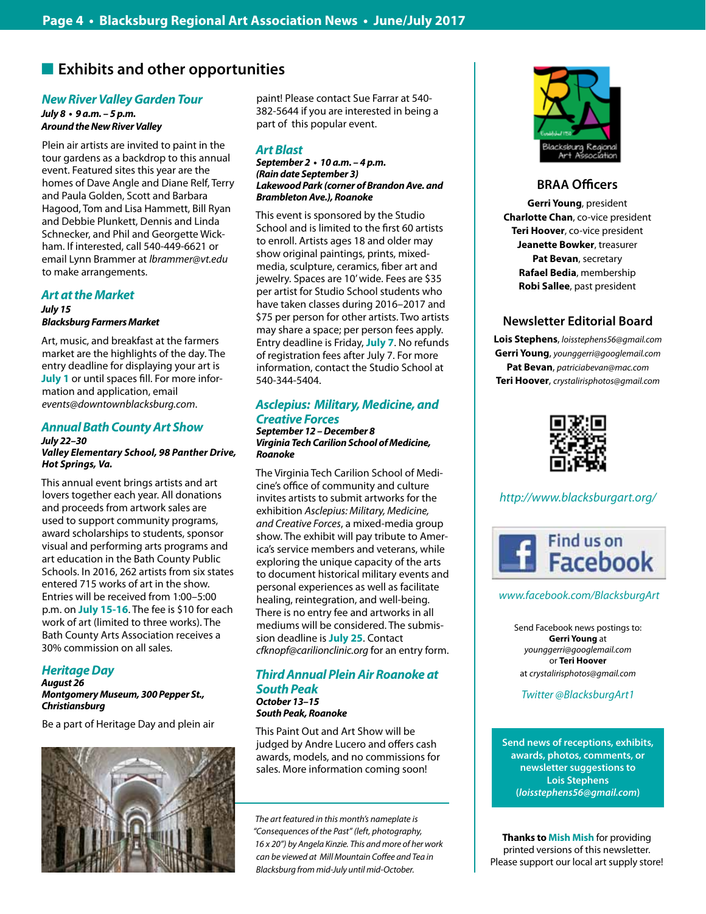## Exhibits and other opportunities

### *New River Valley Garden Tour*

***July 8 • 9 a.m. – 5 p.m.***
***Around the New River Valley***

Plein air artists are invited to paint in the tour gardens as a backdrop to this annual event. Featured sites this year are the homes of Dave Angle and Diane Relf, Terry and Paula Golden, Scott and Barbara Hagood, Tom and Lisa Hammett, Bill Ryan and Debbie Plunkett, Dennis and Linda Schnecker, and Phil and Georgette Wickham. If interested, call 540-449-6621 or email Lynn Brammer at *lbrammer@vt.edu* to make arrangements.

### *Art at the Market*

***July 15***
***Blacksburg Farmers Market***

Art, music, and breakfast at the farmers market are the highlights of the day. The entry deadline for displaying your art is **July 1** or until spaces fill. For more information and application, email *events@downtownblacksburg.com*.

### *Annual Bath County Art Show*

***July 22–30***
***Valley Elementary School, 98 Panther Drive, Hot Springs, Va.***

This annual event brings artists and art lovers together each year. All donations and proceeds from artwork sales are used to support community programs, award scholarships to students, sponsor visual and performing arts programs and art education in the Bath County Public Schools. In 2016, 262 artists from six states entered 715 works of art in the show. Entries will be received from 1:00–5:00 p.m. on **July 15-16**. The fee is $10 for each work of art (limited to three works). The Bath County Arts Association receives a 30% commission on all sales.

### *Heritage Day*

***August 26***
***Montgomery Museum, 300 Pepper St., Christiansburg***

Be a part of Heritage Day and plein air paint! Please contact Sue Farrar at 540-382-5644 if you are interested in being a part of this popular event.

### *Art Blast*

***September 2 • 10 a.m. – 4 p.m.***
***(Rain date September 3)***
***Lakewood Park (corner of Brandon Ave. and Brambleton Ave.), Roanoke***

This event is sponsored by the Studio School and is limited to the first 60 artists to enroll. Artists ages 18 and older may show original paintings, prints, mixed-media, sculpture, ceramics, fiber art and jewelry. Spaces are 10' wide. Fees are $35 per artist for Studio School students who have taken classes during 2016–2017 and $75 per person for other artists. Two artists may share a space; per person fees apply. Entry deadline is Friday, **July 7**. No refunds of registration fees after July 7. For more information, contact the Studio School at 540-344-5404.

### *Asclepius: Military, Medicine, and Creative Forces*

***September 12 – December 8***
***Virginia Tech Carilion School of Medicine, Roanoke***

The Virginia Tech Carilion School of Medicine's office of community and culture invites artists to submit artworks for the exhibition *Asclepius: Military, Medicine, and Creative Forces*, a mixed-media group show. The exhibit will pay tribute to America's service members and veterans, while exploring the unique capacity of the arts to document historical military events and personal experiences as well as facilitate healing, reintegration, and well-being. There is no entry fee and artworks in all mediums will be considered. The submission deadline is **July 25**. Contact *cfknopf@carilionclinic.org* for an entry form.

### *Third Annual Plein Air Roanoke at South Peak*

***October 13–15***
***South Peak, Roanoke***

This Paint Out and Art Show will be judged by Andre Lucero and offers cash awards, models, and no commissions for sales. More information coming soon!

*The art featured in this month's nameplate is "Consequences of the Past" (left, photography, 16 x 20") by Angela Kinzie. This and more of her work can be viewed at Mill Mountain Coffee and Tea in Blacksburg from mid-July until mid-October.*

---

Established 1958
Blacksburg Regional Art Association

## BRAA Officers

**Gerri Young**, president
**Charlotte Chan**, co-vice president
**Teri Hoover**, co-vice president
**Jeanette Bowker**, treasurer
**Pat Bevan**, secretary
**Rafael Bedia**, membership
**Robi Sallee**, past president

## Newsletter Editorial Board

**Lois Stephens**, *loisstephens56@gmail.com*
**Gerri Young**, *younggerri@googlemail.com*
**Pat Bevan**, *patriciabevan@mac.com*
**Teri Hoover**, *crystalirisphotos@gmail.com*

*http://www.blacksburgart.org/*

Find us on Facebook

*www.facebook.com/BlacksburgArt*

Send Facebook news postings to:
**Gerri Young** at
*younggerri@googlemail.com*
or **Teri Hoover**
at *crystalirisphotos@gmail.com*

*Twitter @BlacksburgArt1*

**Send news of receptions, exhibits, awards, photos, comments, or newsletter suggestions to Lois Stephens (*loisstephens56@gmail.com*)**

**Thanks to Mish Mish** for providing printed versions of this newsletter. Please support our local art supply store!